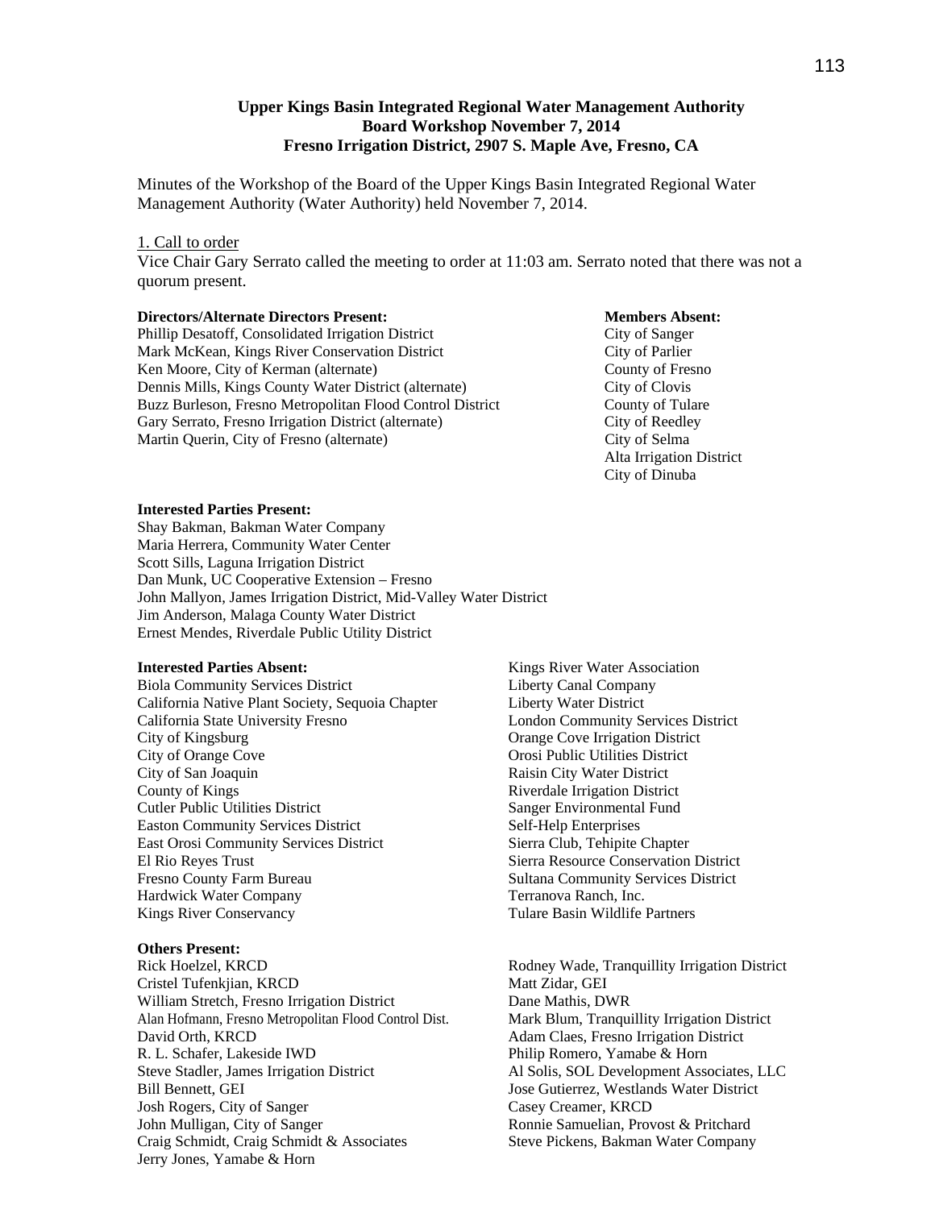**Upper Kings Basin Integrated Regional Water Management Authority**
**Board Workshop November 7, 2014**
**Fresno Irrigation District, 2907 S. Maple Ave, Fresno, CA**

Minutes of the Workshop of the Board of the Upper Kings Basin Integrated Regional Water Management Authority (Water Authority) held November 7, 2014.

1. Call to order

Vice Chair Gary Serrato called the meeting to order at 11:03 am. Serrato noted that there was not a quorum present.

**Directors/Alternate Directors Present:**

Phillip Desatoff, Consolidated Irrigation District
Mark McKean, Kings River Conservation District
Ken Moore, City of Kerman (alternate)
Dennis Mills, Kings County Water District (alternate)
Buzz Burleson, Fresno Metropolitan Flood Control District
Gary Serrato, Fresno Irrigation District (alternate)
Martin Querin, City of Fresno (alternate)

**Members Absent:**

City of Sanger
City of Parlier
County of Fresno
City of Clovis
County of Tulare
City of Reedley
City of Selma
Alta Irrigation District
City of Dinuba

**Interested Parties Present:**

Shay Bakman, Bakman Water Company
Maria Herrera, Community Water Center
Scott Sills, Laguna Irrigation District
Dan Munk, UC Cooperative Extension – Fresno
John Mallyon, James Irrigation District, Mid-Valley Water District
Jim Anderson, Malaga County Water District
Ernest Mendes, Riverdale Public Utility District

**Interested Parties Absent:**

Biola Community Services District
California Native Plant Society, Sequoia Chapter
California State University Fresno
City of Kingsburg
City of Orange Cove
City of San Joaquin
County of Kings
Cutler Public Utilities District
Easton Community Services District
East Orosi Community Services District
El Rio Reyes Trust
Fresno County Farm Bureau
Hardwick Water Company
Kings River Conservancy
Kings River Water Association
Liberty Canal Company
Liberty Water District
London Community Services District
Orange Cove Irrigation District
Orosi Public Utilities District
Raisin City Water District
Riverdale Irrigation District
Sanger Environmental Fund
Self-Help Enterprises
Sierra Club, Tehipite Chapter
Sierra Resource Conservation District
Sultana Community Services District
Terranova Ranch, Inc.
Tulare Basin Wildlife Partners

**Others Present:**

Rick Hoelzel, KRCD
Cristel Tufenkjian, KRCD
William Stretch, Fresno Irrigation District
Alan Hofmann, Fresno Metropolitan Flood Control Dist.
David Orth, KRCD
R. L. Schafer, Lakeside IWD
Steve Stadler, James Irrigation District
Bill Bennett, GEI
Josh Rogers, City of Sanger
John Mulligan, City of Sanger
Craig Schmidt, Craig Schmidt & Associates
Jerry Jones, Yamabe & Horn
Rodney Wade, Tranquillity Irrigation District
Matt Zidar, GEI
Dane Mathis, DWR
Mark Blum, Tranquillity Irrigation District
Adam Claes, Fresno Irrigation District
Philip Romero, Yamabe & Horn
Al Solis, SOL Development Associates, LLC
Jose Gutierrez, Westlands Water District
Casey Creamer, KRCD
Ronnie Samuelian, Provost & Pritchard
Steve Pickens, Bakman Water Company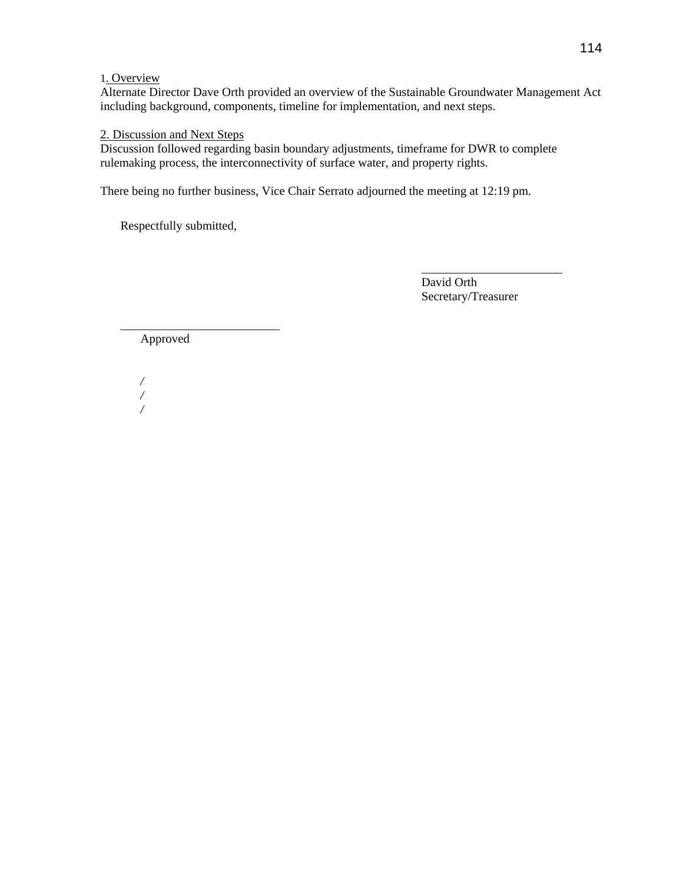1. Overview

Alternate Director Dave Orth provided an overview of the Sustainable Groundwater Management Act including background, components, timeline for implementation, and next steps.

2. Discussion and Next Steps

Discussion followed regarding basin boundary adjustments, timeframe for DWR to complete rulemaking process, the interconnectivity of surface water, and property rights.

There being no further business, Vice Chair Serrato adjourned the meeting at 12:19 pm.

Respectfully submitted,

_______________________
David Orth
Secretary/Treasurer

__________________________
Approved

/
/
/